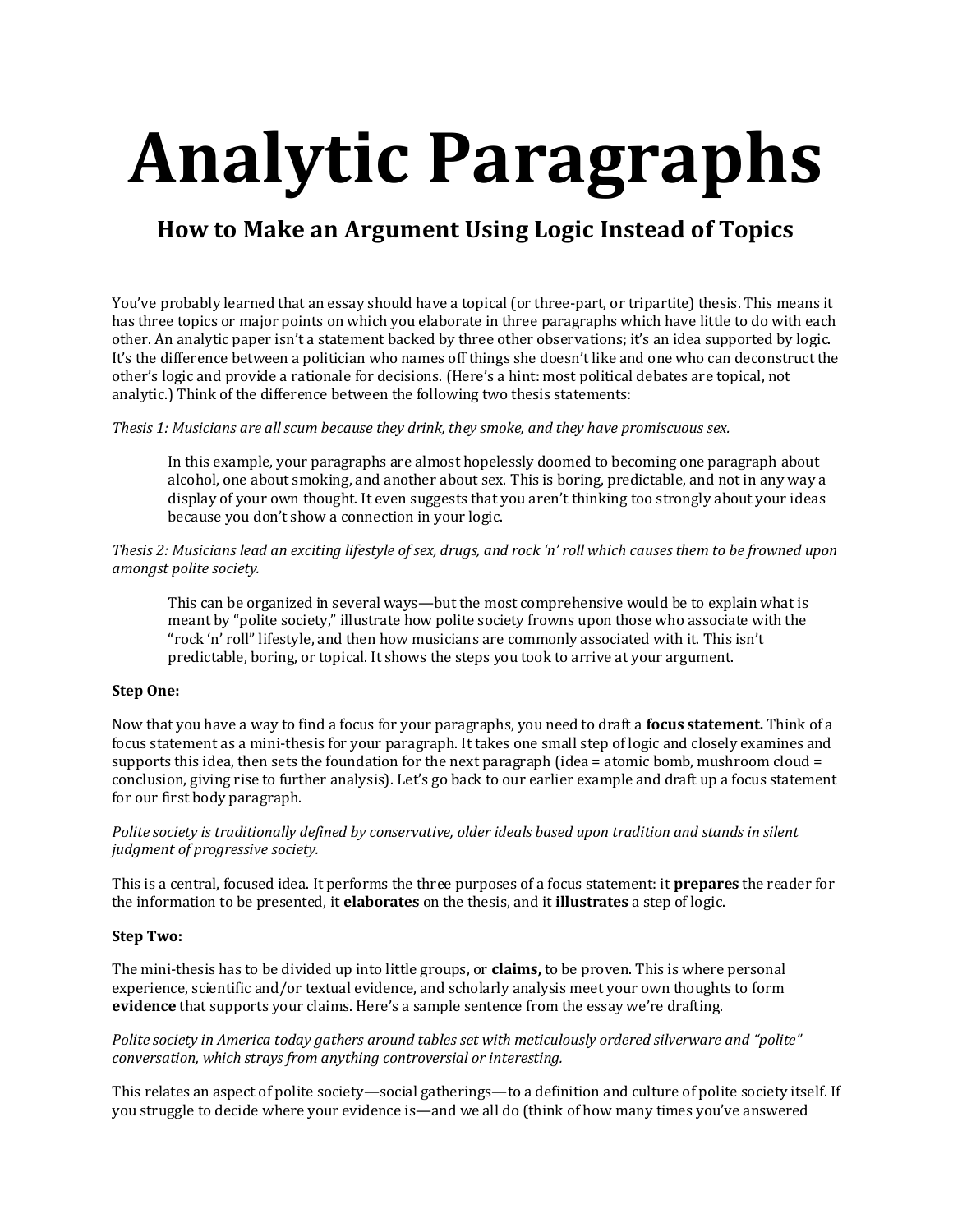# Analytic Paragraphs

## How to Make an Argument Using Logic Instead of Topics

You've probably learned that an essay should have a topical (or three-part, or tripartite) thesis. This means it has three topics or major points on which you elaborate in three paragraphs which have little to do with each other. An analytic paper isn't a statement backed by three other observations; it's an idea supported by logic. It's the difference between a politician who names off things she doesn't like and one who can deconstruct the other's logic and provide a rationale for decisions. (Here's a hint: most political debates are topical, not analytic.) Think of the difference between the following two thesis statements:

*Thesis 1: Musicians are all scum because they drink, they smoke, and they have promiscuous sex.*

> In this example, your paragraphs are almost hopelessly doomed to becoming one paragraph about alcohol, one about smoking, and another about sex. This is boring, predictable, and not in any way a display of your own thought. It even suggests that you aren't thinking too strongly about your ideas because you don't show a connection in your logic.

*Thesis 2: Musicians lead an exciting lifestyle of sex, drugs, and rock 'n' roll which causes them to be frowned upon amongst polite society.*

> This can be organized in several ways—but the most comprehensive would be to explain what is meant by "polite society," illustrate how polite society frowns upon those who associate with the "rock 'n' roll" lifestyle, and then how musicians are commonly associated with it. This isn't predictable, boring, or topical. It shows the steps you took to arrive at your argument.

**Step One:**

Now that you have a way to find a focus for your paragraphs, you need to draft a **focus statement.** Think of a focus statement as a mini-thesis for your paragraph. It takes one small step of logic and closely examines and supports this idea, then sets the foundation for the next paragraph (idea = atomic bomb, mushroom cloud = conclusion, giving rise to further analysis). Let's go back to our earlier example and draft up a focus statement for our first body paragraph.

*Polite society is traditionally defined by conservative, older ideals based upon tradition and stands in silent judgment of progressive society.*

This is a central, focused idea. It performs the three purposes of a focus statement: it **prepares** the reader for the information to be presented, it **elaborates** on the thesis, and it **illustrates** a step of logic.

**Step Two:**

The mini-thesis has to be divided up into little groups, or **claims,** to be proven. This is where personal experience, scientific and/or textual evidence, and scholarly analysis meet your own thoughts to form **evidence** that supports your claims. Here's a sample sentence from the essay we're drafting.

*Polite society in America today gathers around tables set with meticulously ordered silverware and "polite" conversation, which strays from anything controversial or interesting.*

This relates an aspect of polite society—social gatherings—to a definition and culture of polite society itself. If you struggle to decide where your evidence is—and we all do (think of how many times you've answered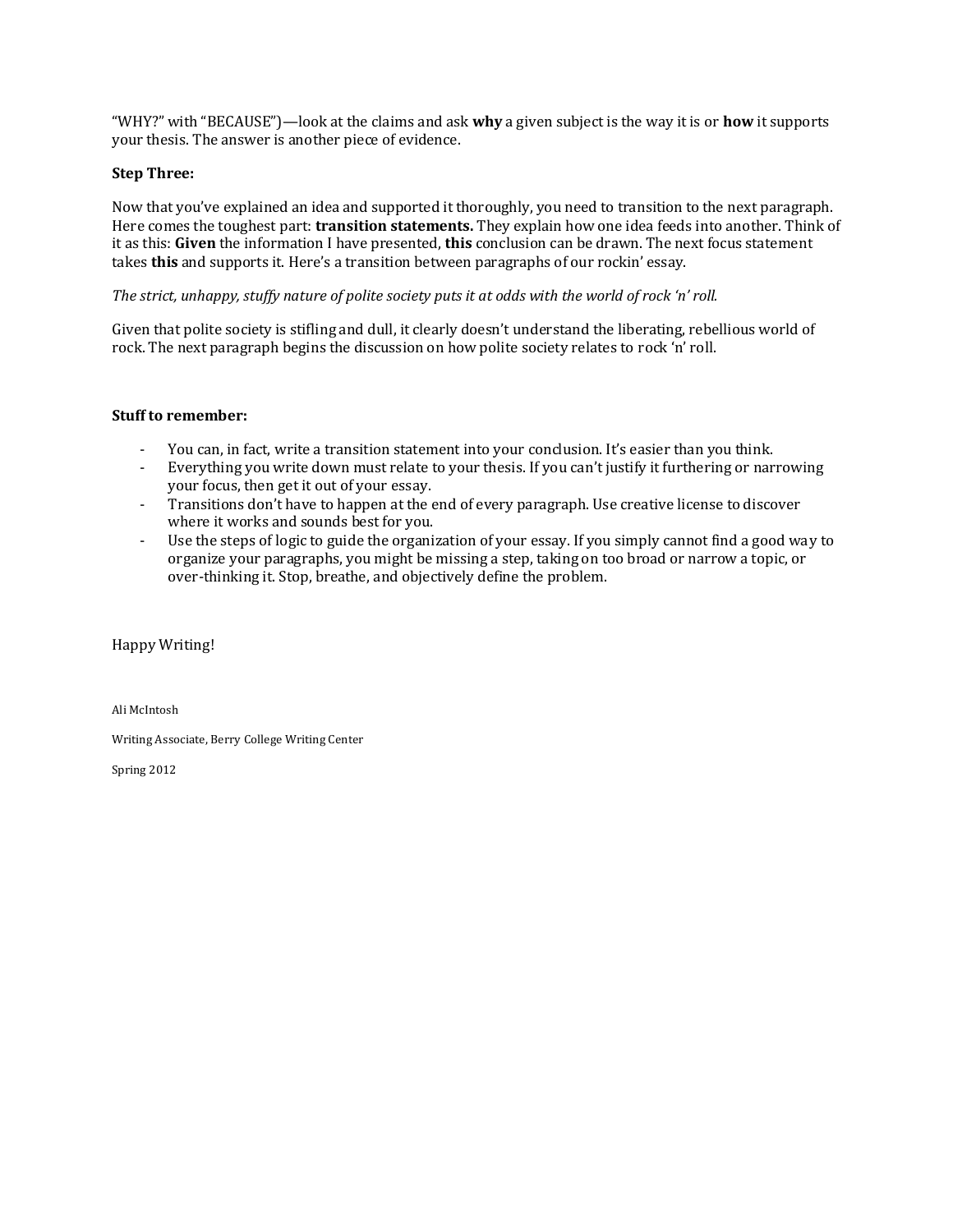"WHY?" with "BECAUSE")—look at the claims and ask **why** a given subject is the way it is or **how** it supports your thesis. The answer is another piece of evidence.

**Step Three:**

Now that you've explained an idea and supported it thoroughly, you need to transition to the next paragraph. Here comes the toughest part: **transition statements.** They explain how one idea feeds into another. Think of it as this: **Given** the information I have presented, **this** conclusion can be drawn. The next focus statement takes **this** and supports it. Here's a transition between paragraphs of our rockin' essay.

*The strict, unhappy, stuffy nature of polite society puts it at odds with the world of rock 'n' roll.*

Given that polite society is stifling and dull, it clearly doesn't understand the liberating, rebellious world of rock. The next paragraph begins the discussion on how polite society relates to rock 'n' roll.

**Stuff to remember:**

- You can, in fact, write a transition statement into your conclusion. It's easier than you think.
- Everything you write down must relate to your thesis. If you can't justify it furthering or narrowing your focus, then get it out of your essay.
- Transitions don't have to happen at the end of every paragraph. Use creative license to discover where it works and sounds best for you.
- Use the steps of logic to guide the organization of your essay. If you simply cannot find a good way to organize your paragraphs, you might be missing a step, taking on too broad or narrow a topic, or over-thinking it. Stop, breathe, and objectively define the problem.

Happy Writing!

Ali McIntosh

Writing Associate, Berry College Writing Center

Spring 2012